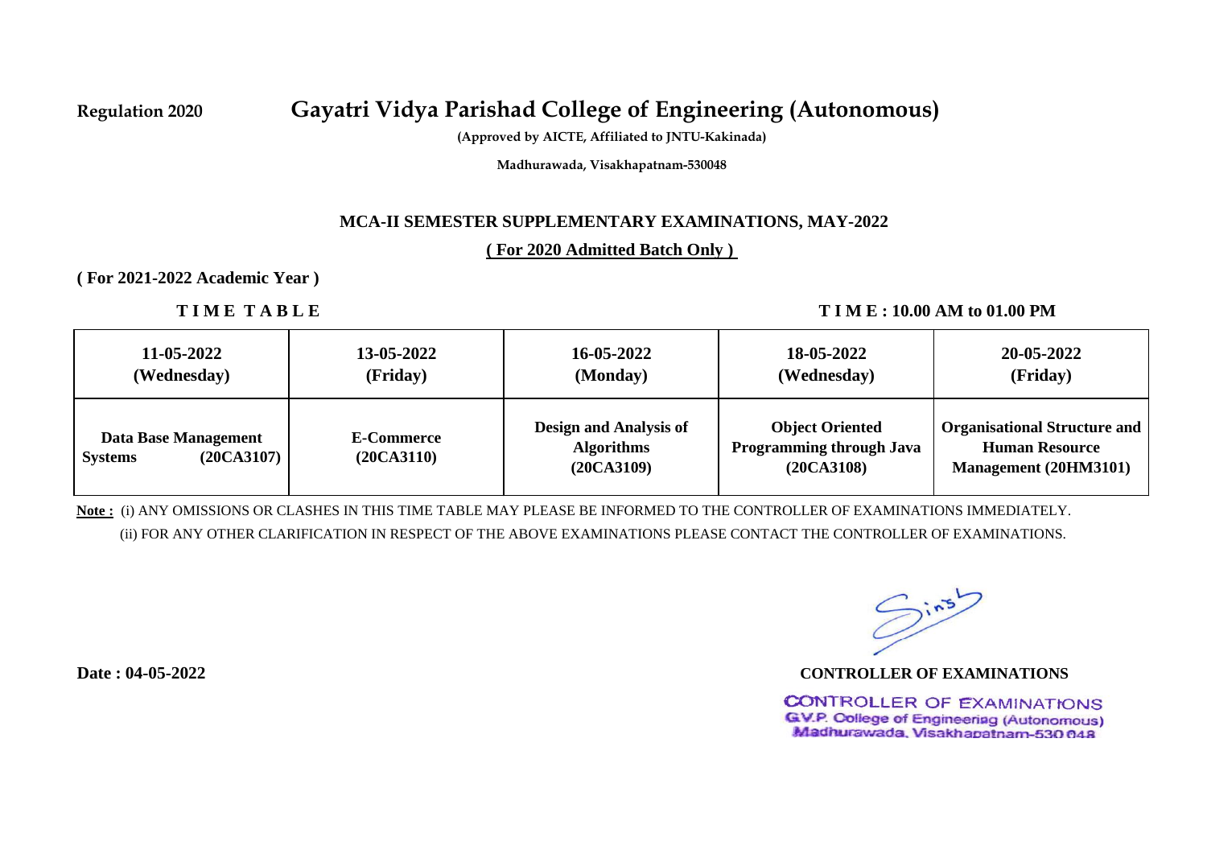Regulation 2020

# Gayatri Vidya Parishad College of Engineering (Autonomous)

**(Approved by AICTE, Affiliated to JNTU-Kakinada)**

**Madhurawada, Visakhapatnam-530048**

## MCA-II SEMESTER SUPPLEMENTARY EXAMINATIONS, MAY-2022

**( For 2020 Admitted Batch Only )**

**( For 2021-2022 Academic Year )**

**TIME TABLE** **TIME : 10.00 AM to 01.00 PM**

| 11-05-2022 (Wednesday) | 13-05-2022 (Friday) | 16-05-2022 (Monday) | 18-05-2022 (Wednesday) | 20-05-2022 (Friday) |
|---|---|---|---|---|
| Data Base Management Systems (20CA3107) | E-Commerce (20CA3110) | Design and Analysis of Algorithms (20CA3109) | Object Oriented Programming through Java (20CA3108) | Organisational Structure and Human Resource Management (20HM3101) |

**Note :** (i) ANY OMISSIONS OR CLASHES IN THIS TIME TABLE MAY PLEASE BE INFORMED TO THE CONTROLLER OF EXAMINATIONS IMMEDIATELY.

(ii) FOR ANY OTHER CLARIFICATION IN RESPECT OF THE ABOVE EXAMINATIONS PLEASE CONTACT THE CONTROLLER OF EXAMINATIONS.

**Date : 04-05-2022**

**CONTROLLER OF EXAMINATIONS**

CONTROLLER OF EXAMINATIONS
G.V.P. College of Engineering (Autonomous)
Madhurawada, Visakhapatnam-530 048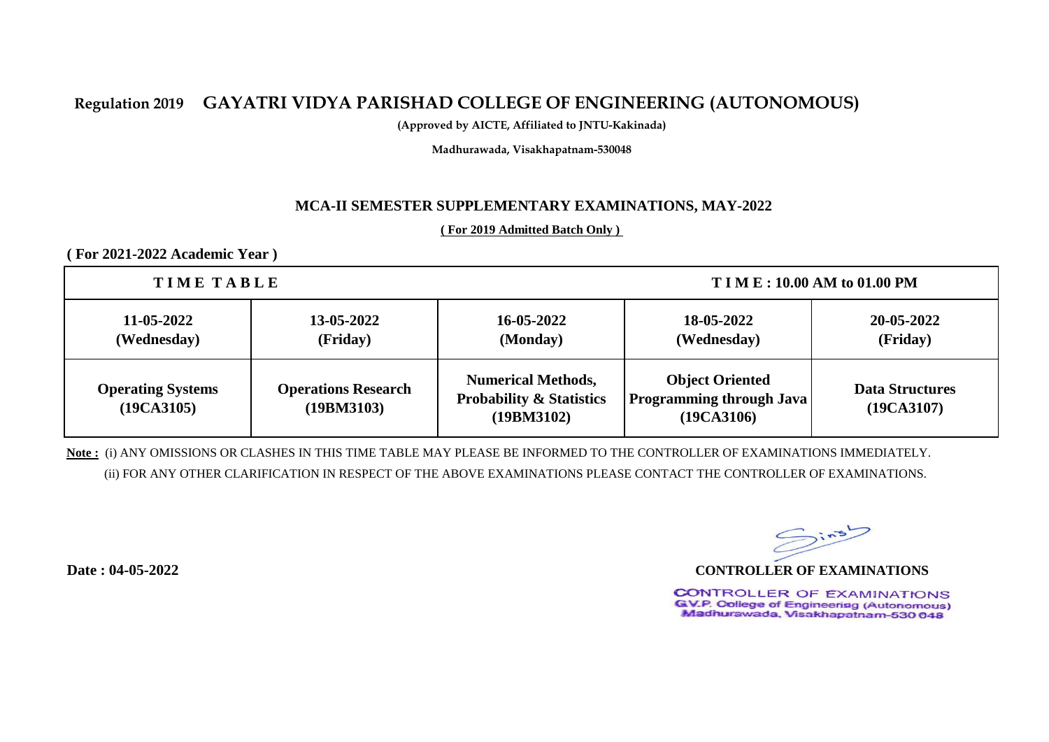# Regulation 2019 GAYATRI VIDYA PARISHAD COLLEGE OF ENGINEERING (AUTONOMOUS)

**(Approved by AICTE, Affiliated to JNTU-Kakinada)**

**Madhurawada, Visakhapatnam-530048**

## MCA-II SEMESTER SUPPLEMENTARY EXAMINATIONS, MAY-2022

**( For 2019 Admitted Batch Only )**

**( For 2021-2022 Academic Year )**

| **T I M E  T A B L E** | | | **T I M E : 10.00 AM to 01.00 PM** | |
|---|---|---|---|---|
| **11-05-2022 (Wednesday)** | **13-05-2022 (Friday)** | **16-05-2022 (Monday)** | **18-05-2022 (Wednesday)** | **20-05-2022 (Friday)** |
| **Operating Systems (19CA3105)** | **Operations Research (19BM3103)** | **Numerical Methods, Probability & Statistics (19BM3102)** | **Object Oriented Programming through Java (19CA3106)** | **Data Structures (19CA3107)** |

**Note :** (i) ANY OMISSIONS OR CLASHES IN THIS TIME TABLE MAY PLEASE BE INFORMED TO THE CONTROLLER OF EXAMINATIONS IMMEDIATELY.

(ii) FOR ANY OTHER CLARIFICATION IN RESPECT OF THE ABOVE EXAMINATIONS PLEASE CONTACT THE CONTROLLER OF EXAMINATIONS.

**Date : 04-05-2022**

**CONTROLLER OF EXAMINATIONS**

CONTROLLER OF EXAMINATIONS
G.V.P. College of Engineering (Autonomous)
Madhurawada, Visakhapatnam-530 048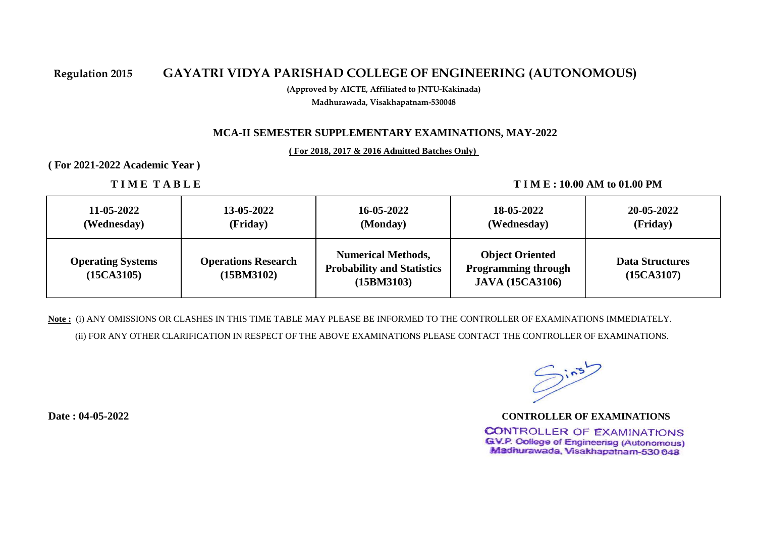**Regulation 2015**

# GAYATRI VIDYA PARISHAD COLLEGE OF ENGINEERING (AUTONOMOUS)

**(Approved by AICTE, Affiliated to JNTU-Kakinada)**

**Madhurawada, Visakhapatnam-530048**

## MCA-II SEMESTER SUPPLEMENTARY EXAMINATIONS, MAY-2022

**( For 2018, 2017 & 2016 Admitted Batches Only)**

**( For 2021-2022 Academic Year )**

**T I M E  T A B L E** **T I M E : 10.00 AM to 01.00 PM**

| 11-05-2022 (Wednesday) | 13-05-2022 (Friday) | 16-05-2022 (Monday) | 18-05-2022 (Wednesday) | 20-05-2022 (Friday) |
|---|---|---|---|---|
| **Operating Systems (15CA3105)** | **Operations Research (15BM3102)** | **Numerical Methods, Probability and Statistics (15BM3103)** | **Object Oriented Programming through JAVA (15CA3106)** | **Data Structures (15CA3107)** |

**Note :** (i) ANY OMISSIONS OR CLASHES IN THIS TIME TABLE MAY PLEASE BE INFORMED TO THE CONTROLLER OF EXAMINATIONS IMMEDIATELY.

(ii) FOR ANY OTHER CLARIFICATION IN RESPECT OF THE ABOVE EXAMINATIONS PLEASE CONTACT THE CONTROLLER OF EXAMINATIONS.

**Date : 04-05-2022**

**CONTROLLER OF EXAMINATIONS**

CONTROLLER OF EXAMINATIONS
G.V.P. College of Engineering (Autonomous)
Madhurawada, Visakhapatnam-530 048